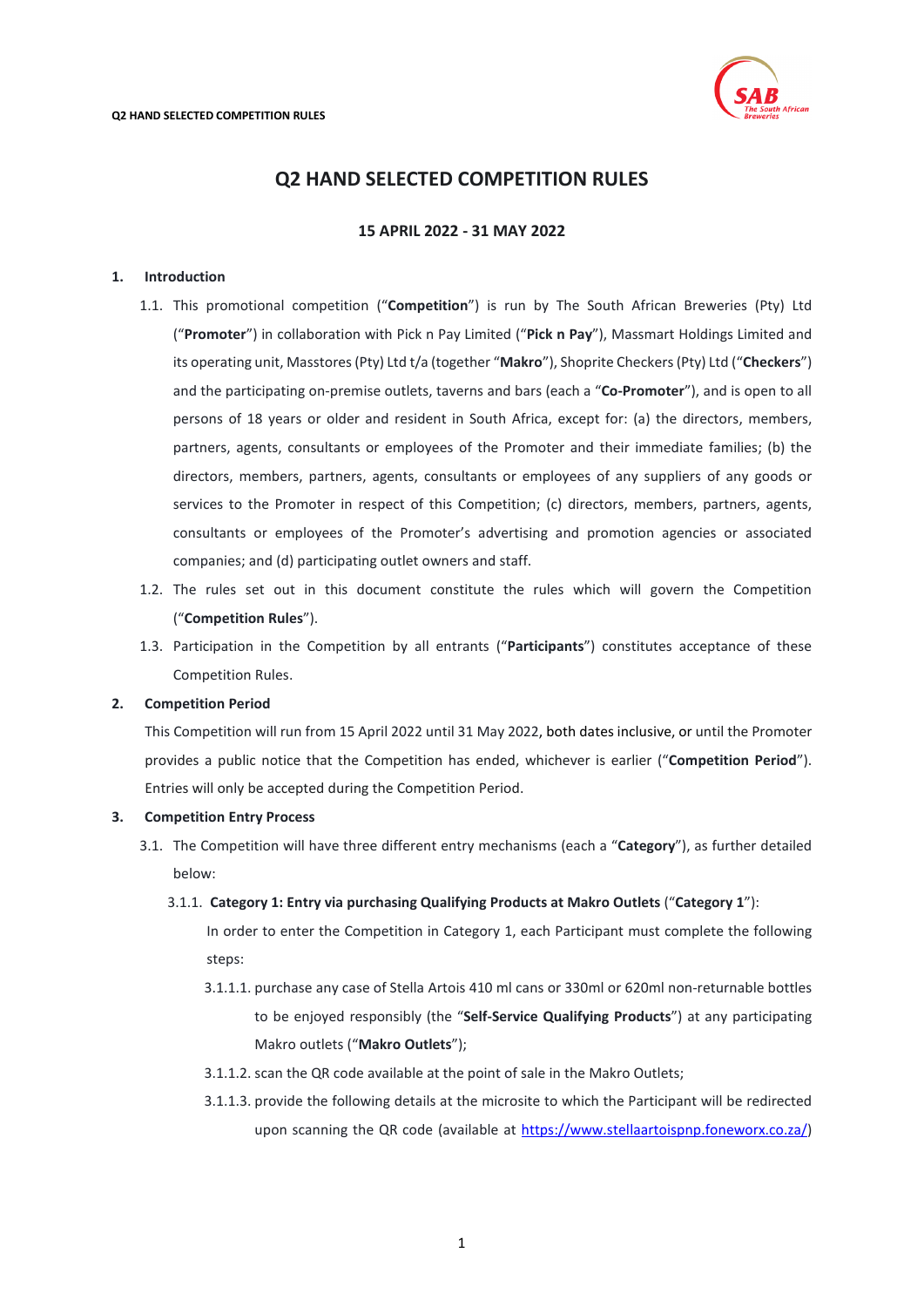# Q2 HAND SELECTED COMPETITION RULES

**15 APRIL 2022 - 31 MAY 2022**

## 1. Introduction

1.1. This promotional competition ("**Competition**") is run by The South African Breweries (Pty) Ltd ("**Promoter**") in collaboration with Pick n Pay Limited ("**Pick n Pay**"), Massmart Holdings Limited and its operating unit, Masstores (Pty) Ltd t/a (together "**Makro**"), Shoprite Checkers (Pty) Ltd ("**Checkers**") and the participating on-premise outlets, taverns and bars (each a "**Co-Promoter**"), and is open to all persons of 18 years or older and resident in South Africa, except for: (a) the directors, members, partners, agents, consultants or employees of the Promoter and their immediate families; (b) the directors, members, partners, agents, consultants or employees of any suppliers of any goods or services to the Promoter in respect of this Competition; (c) directors, members, partners, agents, consultants or employees of the Promoter's advertising and promotion agencies or associated companies; and (d) participating outlet owners and staff.

1.2. The rules set out in this document constitute the rules which will govern the Competition ("**Competition Rules**").

1.3. Participation in the Competition by all entrants ("**Participants**") constitutes acceptance of these Competition Rules.

## 2. Competition Period

This Competition will run from 15 April 2022 until 31 May 2022, both dates inclusive, or until the Promoter provides a public notice that the Competition has ended, whichever is earlier ("**Competition Period**"). Entries will only be accepted during the Competition Period.

## 3. Competition Entry Process

3.1. The Competition will have three different entry mechanisms (each a "**Category**"), as further detailed below:

3.1.1. **Category 1: Entry via purchasing Qualifying Products at Makro Outlets** ("**Category 1**"):

In order to enter the Competition in Category 1, each Participant must complete the following steps:

3.1.1.1. purchase any case of Stella Artois 410 ml cans or 330ml or 620ml non-returnable bottles to be enjoyed responsibly (the "**Self-Service Qualifying Products**") at any participating Makro outlets ("**Makro Outlets**");

3.1.1.2. scan the QR code available at the point of sale in the Makro Outlets;

3.1.1.3. provide the following details at the microsite to which the Participant will be redirected upon scanning the QR code (available at [https://www.stellaartoispnp.foneworx.co.za/](https://www.stellaartoispnp.foneworx.co.za/))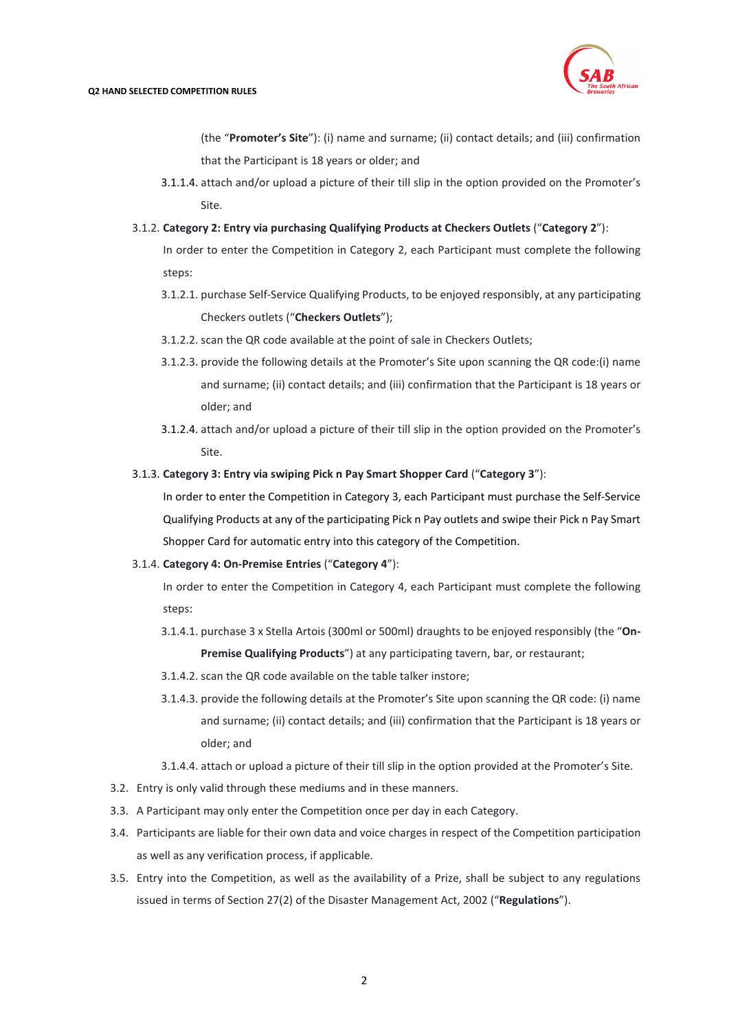(the "**Promoter's Site**"): (i) name and surname; (ii) contact details; and (iii) confirmation that the Participant is 18 years or older; and

3.1.1.4. attach and/or upload a picture of their till slip in the option provided on the Promoter's Site.

3.1.2. **Category 2: Entry via purchasing Qualifying Products at Checkers Outlets** ("**Category 2**"):

In order to enter the Competition in Category 2, each Participant must complete the following steps:

3.1.2.1. purchase Self-Service Qualifying Products, to be enjoyed responsibly, at any participating Checkers outlets ("**Checkers Outlets**");

3.1.2.2. scan the QR code available at the point of sale in Checkers Outlets;

3.1.2.3. provide the following details at the Promoter's Site upon scanning the QR code:(i) name and surname; (ii) contact details; and (iii) confirmation that the Participant is 18 years or older; and

3.1.2.4. attach and/or upload a picture of their till slip in the option provided on the Promoter's Site.

3.1.3. **Category 3: Entry via swiping Pick n Pay Smart Shopper Card** ("**Category 3**"):

In order to enter the Competition in Category 3, each Participant must purchase the Self-Service Qualifying Products at any of the participating Pick n Pay outlets and swipe their Pick n Pay Smart Shopper Card for automatic entry into this category of the Competition.

3.1.4. **Category 4: On-Premise Entries** ("**Category 4**"):

In order to enter the Competition in Category 4, each Participant must complete the following steps:

3.1.4.1. purchase 3 x Stella Artois (300ml or 500ml) draughts to be enjoyed responsibly (the "**On-Premise Qualifying Products**") at any participating tavern, bar, or restaurant;

3.1.4.2. scan the QR code available on the table talker instore;

3.1.4.3. provide the following details at the Promoter's Site upon scanning the QR code: (i) name and surname; (ii) contact details; and (iii) confirmation that the Participant is 18 years or older; and

3.1.4.4. attach or upload a picture of their till slip in the option provided at the Promoter's Site.

3.2. Entry is only valid through these mediums and in these manners.

3.3. A Participant may only enter the Competition once per day in each Category.

3.4. Participants are liable for their own data and voice charges in respect of the Competition participation as well as any verification process, if applicable.

3.5. Entry into the Competition, as well as the availability of a Prize, shall be subject to any regulations issued in terms of Section 27(2) of the Disaster Management Act, 2002 ("**Regulations**").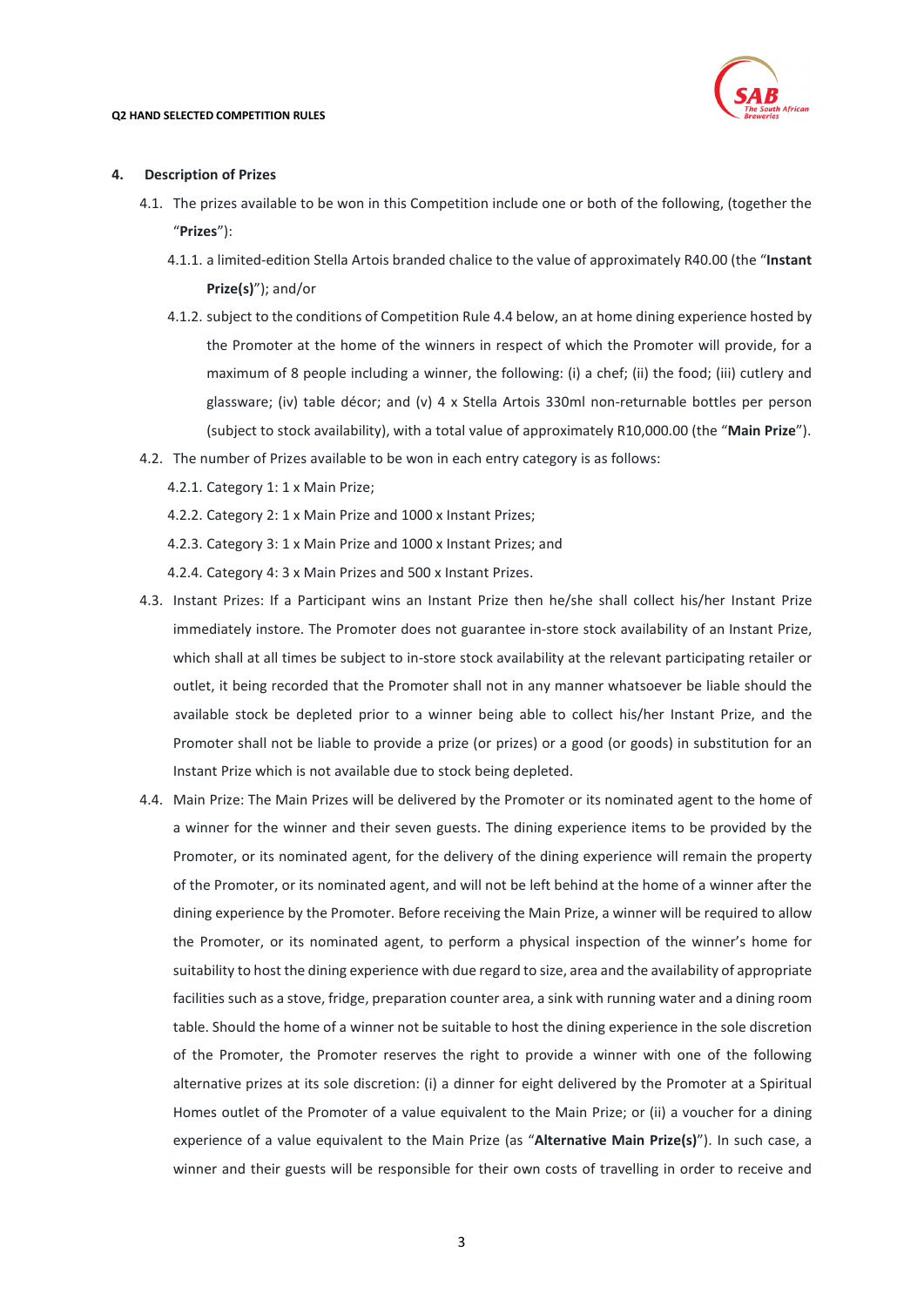## 4. Description of Prizes

4.1. The prizes available to be won in this Competition include one or both of the following, (together the "**Prizes**"):

4.1.1. a limited-edition Stella Artois branded chalice to the value of approximately R40.00 (the "**Instant Prize(s)**"); and/or

4.1.2. subject to the conditions of Competition Rule 4.4 below, an at home dining experience hosted by the Promoter at the home of the winners in respect of which the Promoter will provide, for a maximum of 8 people including a winner, the following: (i) a chef; (ii) the food; (iii) cutlery and glassware; (iv) table décor; and (v) 4 x Stella Artois 330ml non-returnable bottles per person (subject to stock availability), with a total value of approximately R10,000.00 (the "**Main Prize**").

4.2. The number of Prizes available to be won in each entry category is as follows:

4.2.1. Category 1: 1 x Main Prize;

4.2.2. Category 2: 1 x Main Prize and 1000 x Instant Prizes;

4.2.3. Category 3: 1 x Main Prize and 1000 x Instant Prizes; and

4.2.4. Category 4: 3 x Main Prizes and 500 x Instant Prizes.

4.3. Instant Prizes: If a Participant wins an Instant Prize then he/she shall collect his/her Instant Prize immediately instore. The Promoter does not guarantee in-store stock availability of an Instant Prize, which shall at all times be subject to in-store stock availability at the relevant participating retailer or outlet, it being recorded that the Promoter shall not in any manner whatsoever be liable should the available stock be depleted prior to a winner being able to collect his/her Instant Prize, and the Promoter shall not be liable to provide a prize (or prizes) or a good (or goods) in substitution for an Instant Prize which is not available due to stock being depleted.

4.4. Main Prize: The Main Prizes will be delivered by the Promoter or its nominated agent to the home of a winner for the winner and their seven guests. The dining experience items to be provided by the Promoter, or its nominated agent, for the delivery of the dining experience will remain the property of the Promoter, or its nominated agent, and will not be left behind at the home of a winner after the dining experience by the Promoter. Before receiving the Main Prize, a winner will be required to allow the Promoter, or its nominated agent, to perform a physical inspection of the winner's home for suitability to host the dining experience with due regard to size, area and the availability of appropriate facilities such as a stove, fridge, preparation counter area, a sink with running water and a dining room table. Should the home of a winner not be suitable to host the dining experience in the sole discretion of the Promoter, the Promoter reserves the right to provide a winner with one of the following alternative prizes at its sole discretion: (i) a dinner for eight delivered by the Promoter at a Spiritual Homes outlet of the Promoter of a value equivalent to the Main Prize; or (ii) a voucher for a dining experience of a value equivalent to the Main Prize (as "**Alternative Main Prize(s)**"). In such case, a winner and their guests will be responsible for their own costs of travelling in order to receive and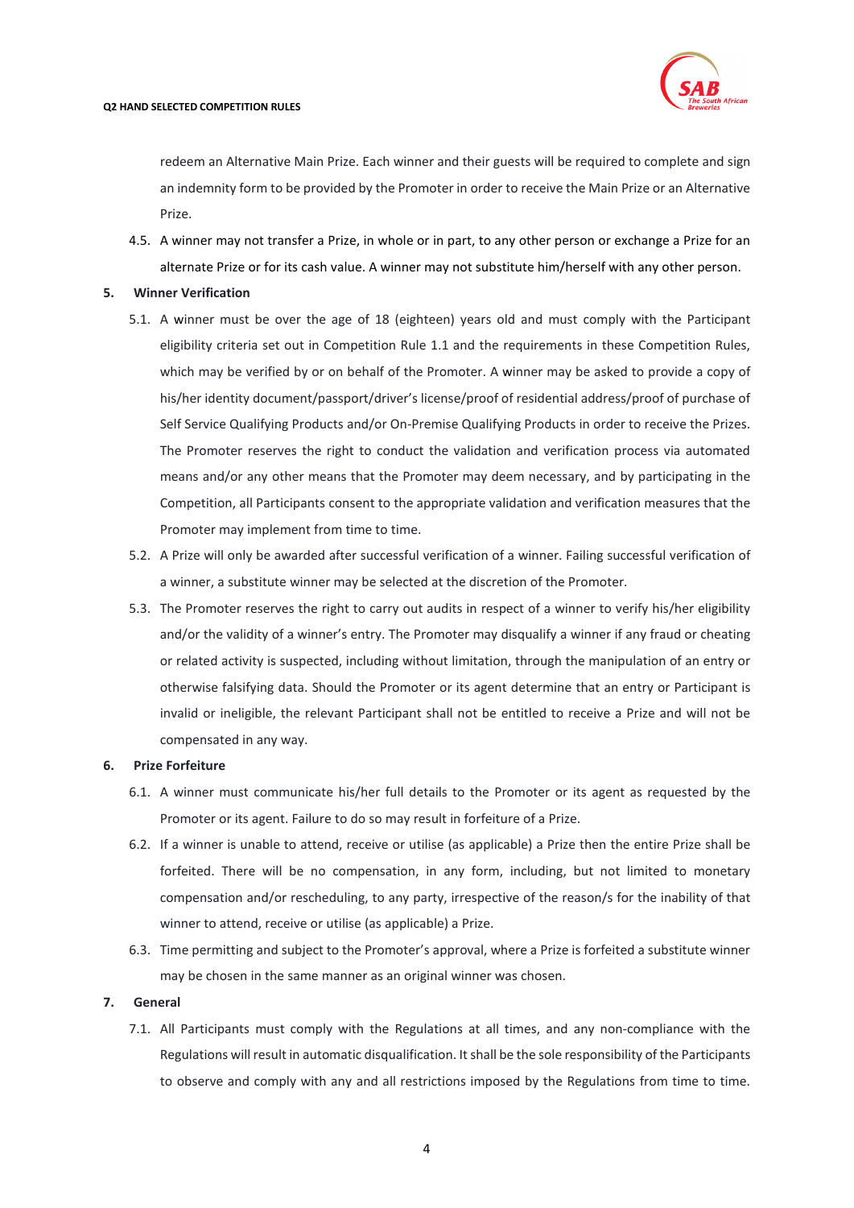redeem an Alternative Main Prize. Each winner and their guests will be required to complete and sign an indemnity form to be provided by the Promoter in order to receive the Main Prize or an Alternative Prize.

4.5. A winner may not transfer a Prize, in whole or in part, to any other person or exchange a Prize for an alternate Prize or for its cash value. A winner may not substitute him/herself with any other person.

**5. Winner Verification**

5.1. A winner must be over the age of 18 (eighteen) years old and must comply with the Participant eligibility criteria set out in Competition Rule 1.1 and the requirements in these Competition Rules, which may be verified by or on behalf of the Promoter. A winner may be asked to provide a copy of his/her identity document/passport/driver's license/proof of residential address/proof of purchase of Self Service Qualifying Products and/or On-Premise Qualifying Products in order to receive the Prizes. The Promoter reserves the right to conduct the validation and verification process via automated means and/or any other means that the Promoter may deem necessary, and by participating in the Competition, all Participants consent to the appropriate validation and verification measures that the Promoter may implement from time to time.

5.2. A Prize will only be awarded after successful verification of a winner. Failing successful verification of a winner, a substitute winner may be selected at the discretion of the Promoter.

5.3. The Promoter reserves the right to carry out audits in respect of a winner to verify his/her eligibility and/or the validity of a winner's entry. The Promoter may disqualify a winner if any fraud or cheating or related activity is suspected, including without limitation, through the manipulation of an entry or otherwise falsifying data. Should the Promoter or its agent determine that an entry or Participant is invalid or ineligible, the relevant Participant shall not be entitled to receive a Prize and will not be compensated in any way.

**6. Prize Forfeiture**

6.1. A winner must communicate his/her full details to the Promoter or its agent as requested by the Promoter or its agent. Failure to do so may result in forfeiture of a Prize.

6.2. If a winner is unable to attend, receive or utilise (as applicable) a Prize then the entire Prize shall be forfeited. There will be no compensation, in any form, including, but not limited to monetary compensation and/or rescheduling, to any party, irrespective of the reason/s for the inability of that winner to attend, receive or utilise (as applicable) a Prize.

6.3. Time permitting and subject to the Promoter's approval, where a Prize is forfeited a substitute winner may be chosen in the same manner as an original winner was chosen.

**7. General**

7.1. All Participants must comply with the Regulations at all times, and any non-compliance with the Regulations will result in automatic disqualification. It shall be the sole responsibility of the Participants to observe and comply with any and all restrictions imposed by the Regulations from time to time.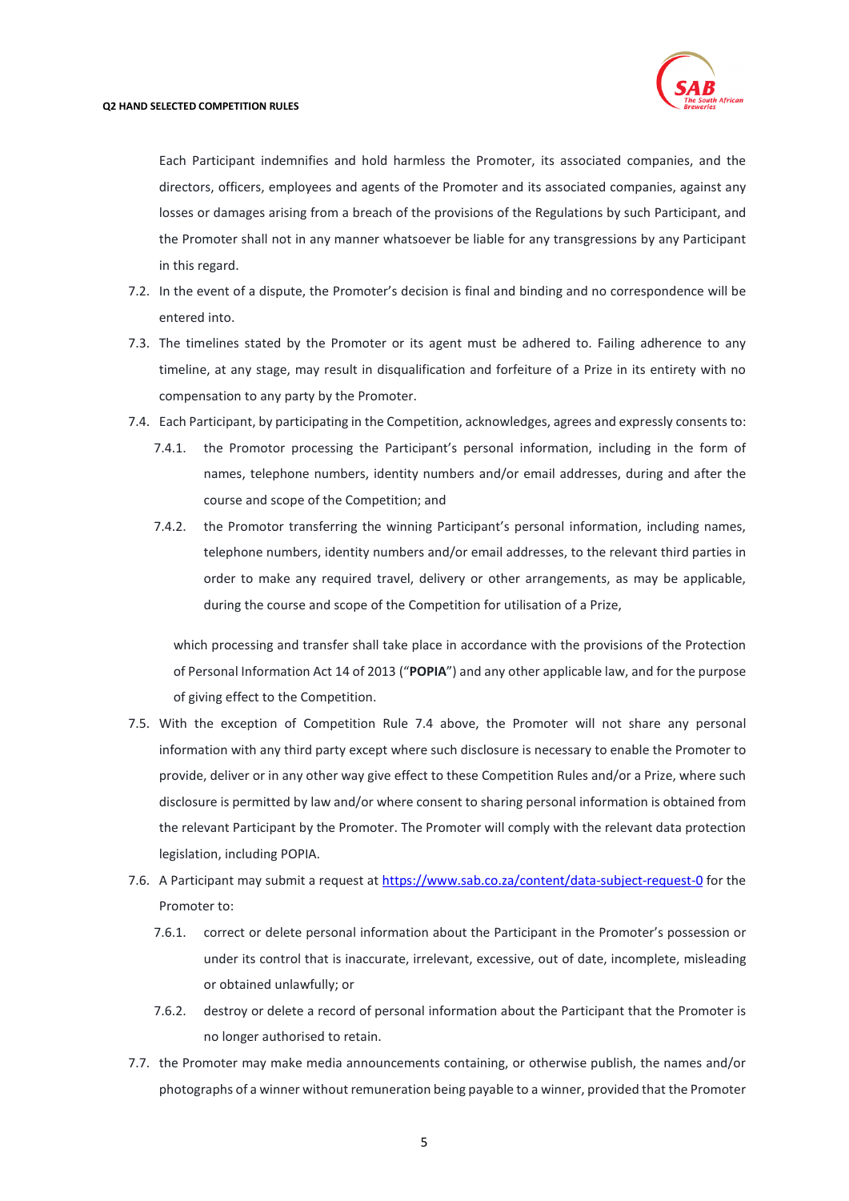Each Participant indemnifies and hold harmless the Promoter, its associated companies, and the directors, officers, employees and agents of the Promoter and its associated companies, against any losses or damages arising from a breach of the provisions of the Regulations by such Participant, and the Promoter shall not in any manner whatsoever be liable for any transgressions by any Participant in this regard.

7.2. In the event of a dispute, the Promoter's decision is final and binding and no correspondence will be entered into.

7.3. The timelines stated by the Promoter or its agent must be adhered to. Failing adherence to any timeline, at any stage, may result in disqualification and forfeiture of a Prize in its entirety with no compensation to any party by the Promoter.

7.4. Each Participant, by participating in the Competition, acknowledges, agrees and expressly consents to:

7.4.1. the Promotor processing the Participant's personal information, including in the form of names, telephone numbers, identity numbers and/or email addresses, during and after the course and scope of the Competition; and

7.4.2. the Promotor transferring the winning Participant's personal information, including names, telephone numbers, identity numbers and/or email addresses, to the relevant third parties in order to make any required travel, delivery or other arrangements, as may be applicable, during the course and scope of the Competition for utilisation of a Prize,

which processing and transfer shall take place in accordance with the provisions of the Protection of Personal Information Act 14 of 2013 ("**POPIA**") and any other applicable law, and for the purpose of giving effect to the Competition.

7.5. With the exception of Competition Rule 7.4 above, the Promoter will not share any personal information with any third party except where such disclosure is necessary to enable the Promoter to provide, deliver or in any other way give effect to these Competition Rules and/or a Prize, where such disclosure is permitted by law and/or where consent to sharing personal information is obtained from the relevant Participant by the Promoter. The Promoter will comply with the relevant data protection legislation, including POPIA.

7.6. A Participant may submit a request at [https://www.sab.co.za/content/data-subject-request-0](https://www.sab.co.za/content/data-subject-request-0) for the Promoter to:

7.6.1. correct or delete personal information about the Participant in the Promoter's possession or under its control that is inaccurate, irrelevant, excessive, out of date, incomplete, misleading or obtained unlawfully; or

7.6.2. destroy or delete a record of personal information about the Participant that the Promoter is no longer authorised to retain.

7.7. the Promoter may make media announcements containing, or otherwise publish, the names and/or photographs of a winner without remuneration being payable to a winner, provided that the Promoter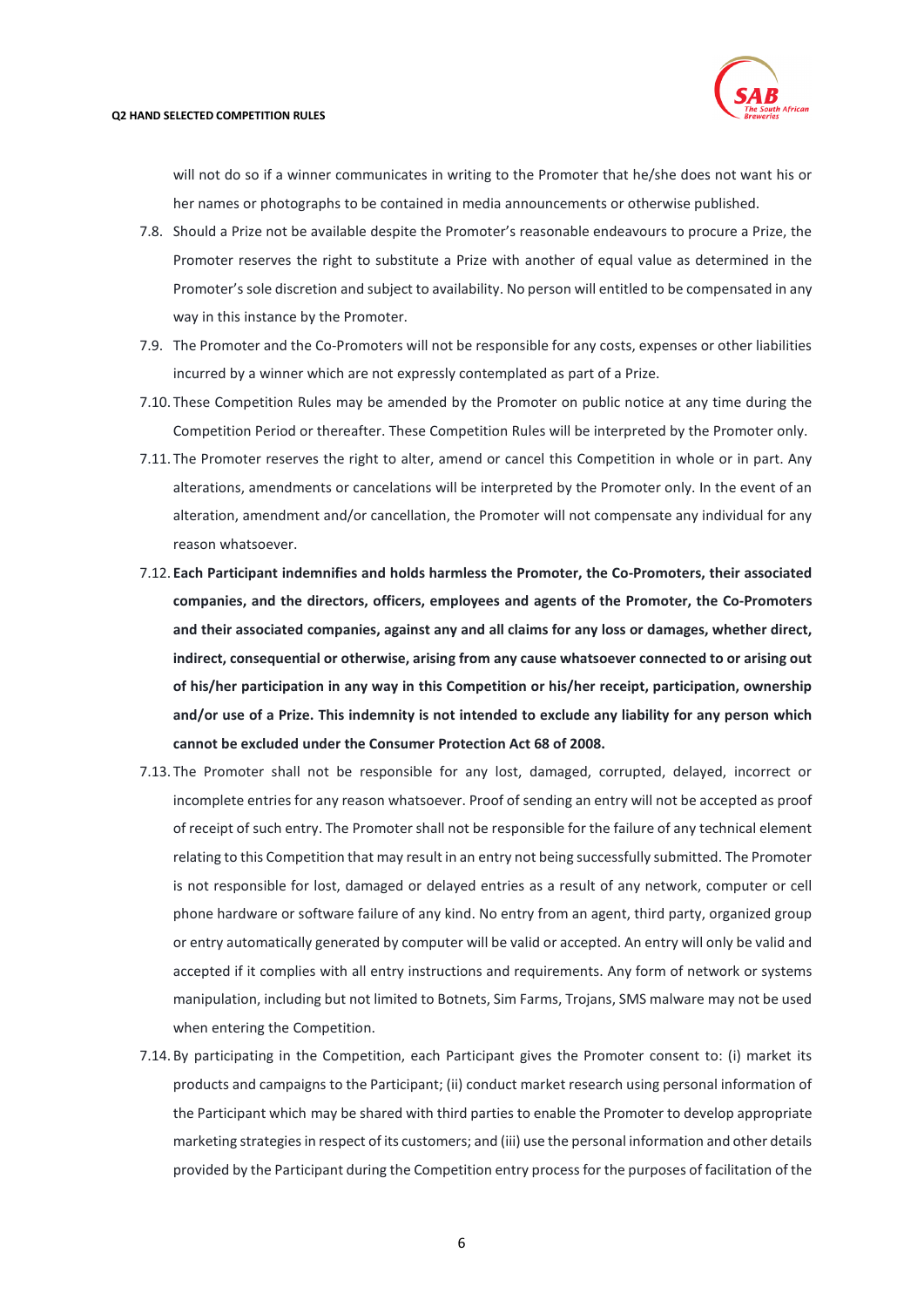will not do so if a winner communicates in writing to the Promoter that he/she does not want his or her names or photographs to be contained in media announcements or otherwise published.

7.8. Should a Prize not be available despite the Promoter's reasonable endeavours to procure a Prize, the Promoter reserves the right to substitute a Prize with another of equal value as determined in the Promoter's sole discretion and subject to availability. No person will entitled to be compensated in any way in this instance by the Promoter.

7.9. The Promoter and the Co-Promoters will not be responsible for any costs, expenses or other liabilities incurred by a winner which are not expressly contemplated as part of a Prize.

7.10. These Competition Rules may be amended by the Promoter on public notice at any time during the Competition Period or thereafter. These Competition Rules will be interpreted by the Promoter only.

7.11. The Promoter reserves the right to alter, amend or cancel this Competition in whole or in part. Any alterations, amendments or cancelations will be interpreted by the Promoter only. In the event of an alteration, amendment and/or cancellation, the Promoter will not compensate any individual for any reason whatsoever.

7.12. **Each Participant indemnifies and holds harmless the Promoter, the Co-Promoters, their associated companies, and the directors, officers, employees and agents of the Promoter, the Co-Promoters and their associated companies, against any and all claims for any loss or damages, whether direct, indirect, consequential or otherwise, arising from any cause whatsoever connected to or arising out of his/her participation in any way in this Competition or his/her receipt, participation, ownership and/or use of a Prize. This indemnity is not intended to exclude any liability for any person which cannot be excluded under the Consumer Protection Act 68 of 2008.**

7.13. The Promoter shall not be responsible for any lost, damaged, corrupted, delayed, incorrect or incomplete entries for any reason whatsoever. Proof of sending an entry will not be accepted as proof of receipt of such entry. The Promoter shall not be responsible for the failure of any technical element relating to this Competition that may result in an entry not being successfully submitted. The Promoter is not responsible for lost, damaged or delayed entries as a result of any network, computer or cell phone hardware or software failure of any kind. No entry from an agent, third party, organized group or entry automatically generated by computer will be valid or accepted. An entry will only be valid and accepted if it complies with all entry instructions and requirements. Any form of network or systems manipulation, including but not limited to Botnets, Sim Farms, Trojans, SMS malware may not be used when entering the Competition.

7.14. By participating in the Competition, each Participant gives the Promoter consent to: (i) market its products and campaigns to the Participant; (ii) conduct market research using personal information of the Participant which may be shared with third parties to enable the Promoter to develop appropriate marketing strategies in respect of its customers; and (iii) use the personal information and other details provided by the Participant during the Competition entry process for the purposes of facilitation of the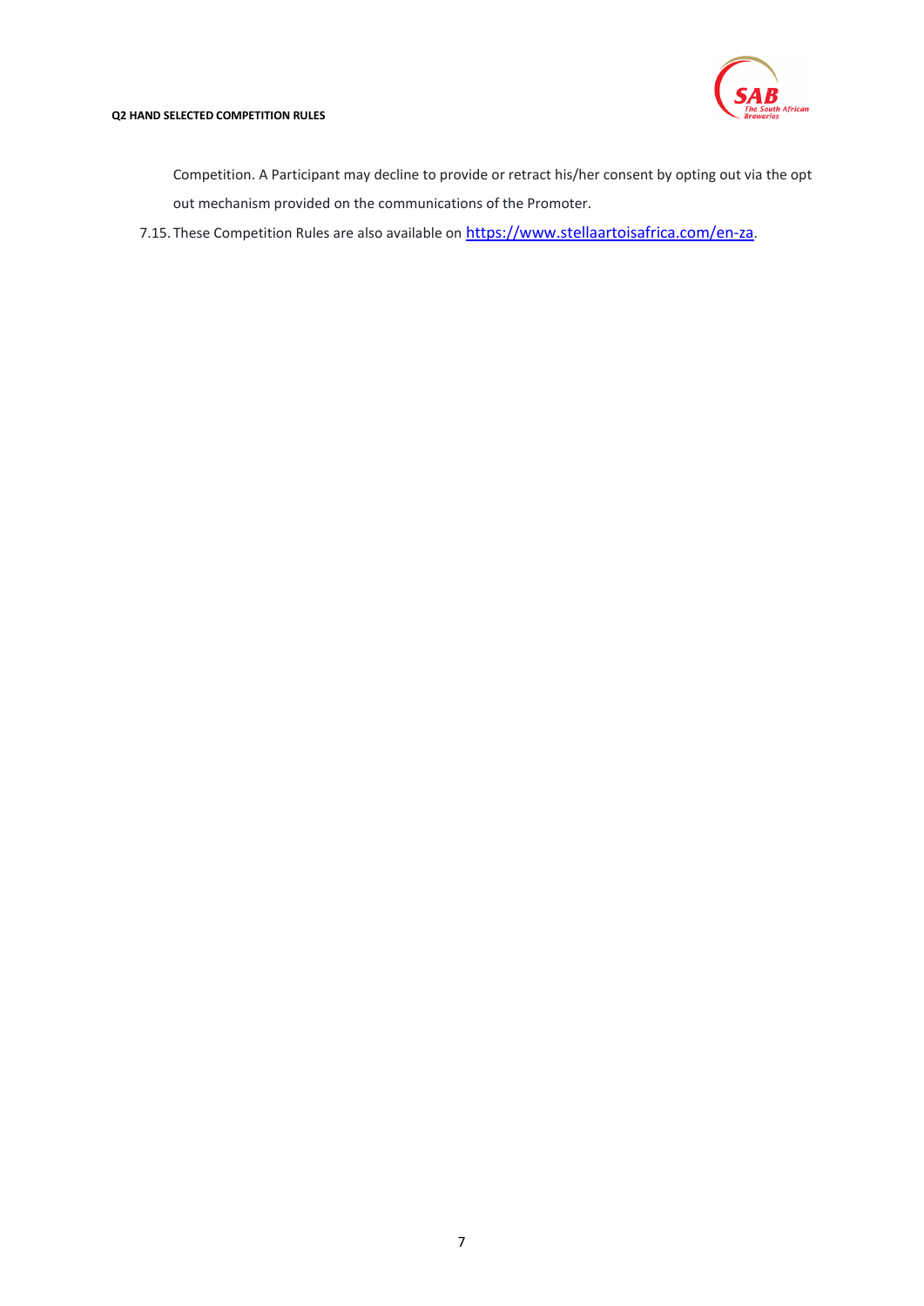Competition. A Participant may decline to provide or retract his/her consent by opting out via the opt out mechanism provided on the communications of the Promoter.

7.15. These Competition Rules are also available on https://www.stellaartoisafrica.com/en-za.